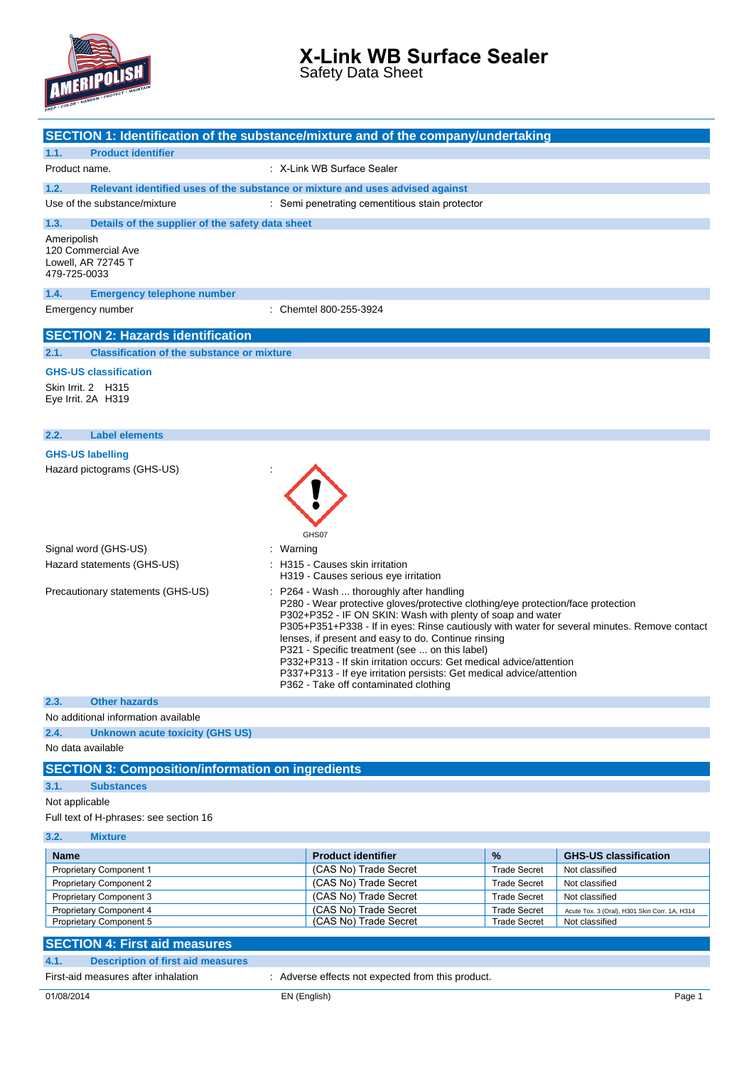# X-Link WB Surface Sealer

Safety Data Sheet

## SECTION 1: Identification of the substance/mixture and of the company/undertaking

### 1.1. Product identifier

Product name. : X-Link WB Surface Sealer

### 1.2. Relevant identified uses of the substance or mixture and uses advised against

Use of the substance/mixture : Semi penetrating cementitious stain protector

### 1.3. Details of the supplier of the safety data sheet

Ameripolish
120 Commercial Ave
Lowell, AR 72745 T
479-725-0033

### 1.4. Emergency telephone number

Emergency number : Chemtel 800-255-3924

## SECTION 2: Hazards identification

### 2.1. Classification of the substance or mixture

**GHS-US classification**

Skin Irrit. 2 H315
Eye Irrit. 2A H319

### 2.2. Label elements

**GHS-US labelling**

Hazard pictograms (GHS-US) :

GHS07

Signal word (GHS-US) : Warning

Hazard statements (GHS-US) : H315 - Causes skin irritation
H319 - Causes serious eye irritation

Precautionary statements (GHS-US) : P264 - Wash ... thoroughly after handling
P280 - Wear protective gloves/protective clothing/eye protection/face protection
P302+P352 - IF ON SKIN: Wash with plenty of soap and water
P305+P351+P338 - If in eyes: Rinse cautiously with water for several minutes. Remove contact lenses, if present and easy to do. Continue rinsing
P321 - Specific treatment (see ... on this label)
P332+P313 - If skin irritation occurs: Get medical advice/attention
P337+P313 - If eye irritation persists: Get medical advice/attention
P362 - Take off contaminated clothing

### 2.3. Other hazards

No additional information available

### 2.4. Unknown acute toxicity (GHS US)

No data available

## SECTION 3: Composition/information on ingredients

### 3.1. Substances

Not applicable

Full text of H-phrases: see section 16

### 3.2. Mixture

| Name | Product identifier | % | GHS-US classification |
|---|---|---|---|
| Proprietary Component 1 | (CAS No) Trade Secret | Trade Secret | Not classified |
| Proprietary Component 2 | (CAS No) Trade Secret | Trade Secret | Not classified |
| Proprietary Component 3 | (CAS No) Trade Secret | Trade Secret | Not classified |
| Proprietary Component 4 | (CAS No) Trade Secret | Trade Secret | Acute Tox. 3 (Oral), H301 Skin Corr. 1A, H314 |
| Proprietary Component 5 | (CAS No) Trade Secret | Trade Secret | Not classified |

## SECTION 4: First aid measures

### 4.1. Description of first aid measures

First-aid measures after inhalation : Adverse effects not expected from this product.

01/08/2014 EN (English)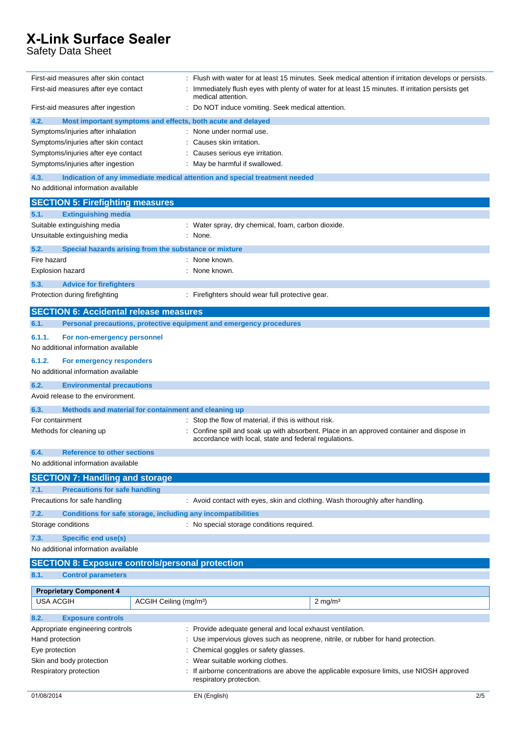First-aid measures after skin contact : Flush with water for at least 15 minutes. Seek medical attention if irritation develops or persists.

First-aid measures after eye contact : Immediately flush eyes with plenty of water for at least 15 minutes. If irritation persists get medical attention.

First-aid measures after ingestion : Do NOT induce vomiting. Seek medical attention.

### 4.2. Most important symptoms and effects, both acute and delayed

Symptoms/injuries after inhalation : None under normal use.

Symptoms/injuries after skin contact : Causes skin irritation.

Symptoms/injuries after eye contact : Causes serious eye irritation.

Symptoms/injuries after ingestion : May be harmful if swallowed.

### 4.3. Indication of any immediate medical attention and special treatment needed

No additional information available

## SECTION 5: Firefighting measures

### 5.1. Extinguishing media

Suitable extinguishing media : Water spray, dry chemical, foam, carbon dioxide.

Unsuitable extinguishing media : None.

### 5.2. Special hazards arising from the substance or mixture

Fire hazard : None known.

Explosion hazard : None known.

### 5.3. Advice for firefighters

Protection during firefighting : Firefighters should wear full protective gear.

## SECTION 6: Accidental release measures

### 6.1. Personal precautions, protective equipment and emergency procedures

#### 6.1.1. For non-emergency personnel

No additional information available

#### 6.1.2. For emergency responders

No additional information available

### 6.2. Environmental precautions

Avoid release to the environment.

### 6.3. Methods and material for containment and cleaning up

For containment : Stop the flow of material, if this is without risk.

Methods for cleaning up : Confine spill and soak up with absorbent. Place in an approved container and dispose in accordance with local, state and federal regulations.

### 6.4. Reference to other sections

No additional information available

## SECTION 7: Handling and storage

### 7.1. Precautions for safe handling

Precautions for safe handling : Avoid contact with eyes, skin and clothing. Wash thoroughly after handling.

### 7.2. Conditions for safe storage, including any incompatibilities

Storage conditions : No special storage conditions required.

### 7.3. Specific end use(s)

No additional information available

## SECTION 8: Exposure controls/personal protection

### 8.1. Control parameters

| Proprietary Component 4 | | |
|---|---|---|
| USA ACGIH | ACGIH Ceiling (mg/m³) | 2 mg/m³ |

### 8.2. Exposure controls

Appropriate engineering controls : Provide adequate general and local exhaust ventilation.

Hand protection : Use impervious gloves such as neoprene, nitrile, or rubber for hand protection.

Eye protection : Chemical goggles or safety glasses.

Skin and body protection : Wear suitable working clothes.

Respiratory protection : If airborne concentrations are above the applicable exposure limits, use NIOSH approved respiratory protection.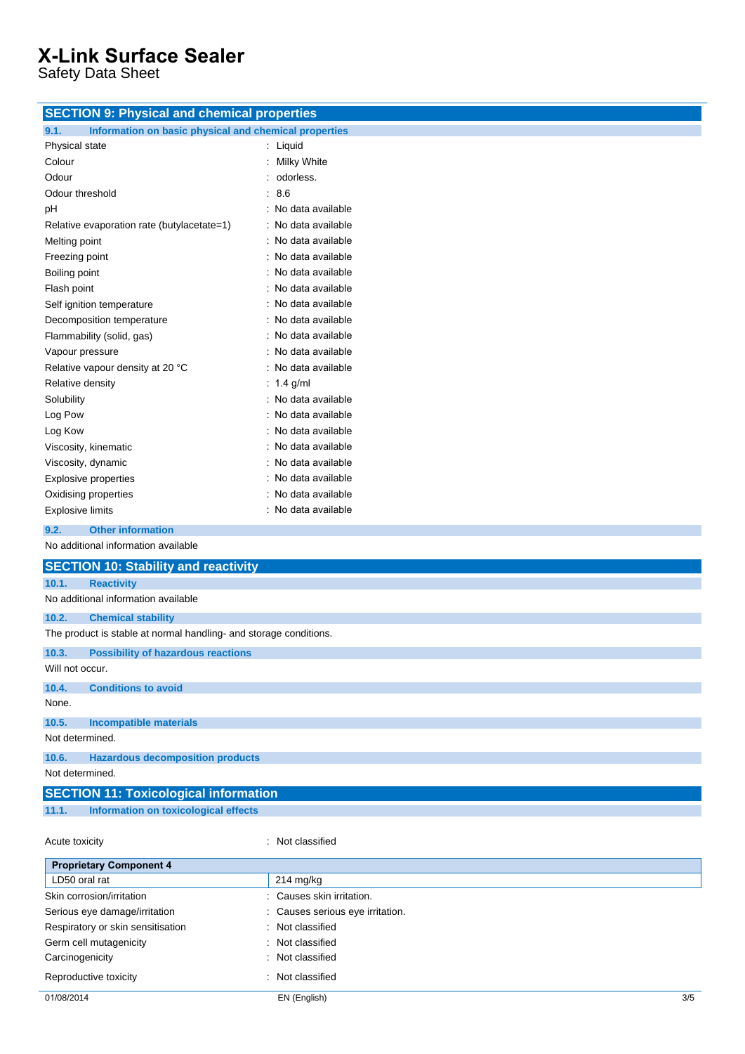## SECTION 9: Physical and chemical properties

### 9.1. Information on basic physical and chemical properties

| | |
|---|---|
| Physical state | : Liquid |
| Colour | : Milky White |
| Odour | : odorless. |
| Odour threshold | : 8.6 |
| pH | : No data available |
| Relative evaporation rate (butylacetate=1) | : No data available |
| Melting point | : No data available |
| Freezing point | : No data available |
| Boiling point | : No data available |
| Flash point | : No data available |
| Self ignition temperature | : No data available |
| Decomposition temperature | : No data available |
| Flammability (solid, gas) | : No data available |
| Vapour pressure | : No data available |
| Relative vapour density at 20 °C | : No data available |
| Relative density | : 1.4 g/ml |
| Solubility | : No data available |
| Log Pow | : No data available |
| Log Kow | : No data available |
| Viscosity, kinematic | : No data available |
| Viscosity, dynamic | : No data available |
| Explosive properties | : No data available |
| Oxidising properties | : No data available |
| Explosive limits | : No data available |

### 9.2. Other information

No additional information available

## SECTION 10: Stability and reactivity

### 10.1. Reactivity

No additional information available

### 10.2. Chemical stability

The product is stable at normal handling- and storage conditions.

### 10.3. Possibility of hazardous reactions

Will not occur.

### 10.4. Conditions to avoid

None.

### 10.5. Incompatible materials

Not determined.

### 10.6. Hazardous decomposition products

Not determined.

## SECTION 11: Toxicological information

### 11.1. Information on toxicological effects

Acute toxicity : Not classified

| Proprietary Component 4 | |
|---|---|
| LD50 oral rat | 214 mg/kg |

| | |
|---|---|
| Skin corrosion/irritation | : Causes skin irritation. |
| Serious eye damage/irritation | : Causes serious eye irritation. |
| Respiratory or skin sensitisation | : Not classified |
| Germ cell mutagenicity | : Not classified |
| Carcinogenicity | : Not classified |
| Reproductive toxicity | : Not classified |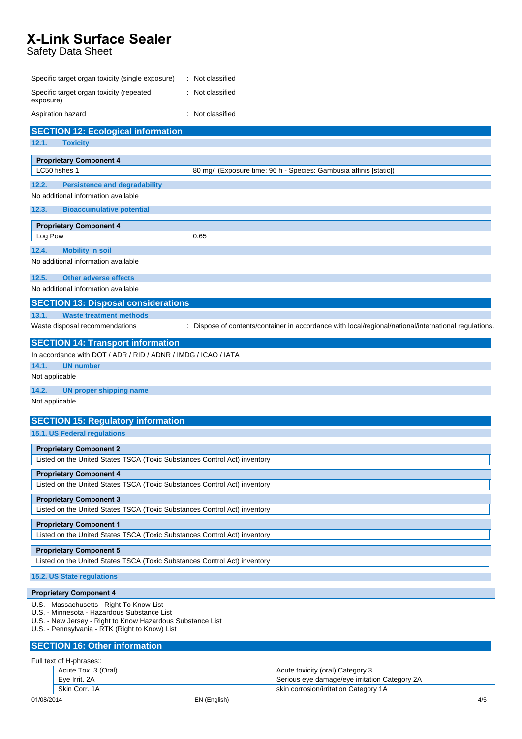| | |
|---|---|
| Specific target organ toxicity (single exposure) | : Not classified |
| Specific target organ toxicity (repeated exposure) | : Not classified |
| Aspiration hazard | : Not classified |

## SECTION 12: Ecological information

### 12.1. Toxicity

| Proprietary Component 4 | |
|---|---|
| LC50 fishes 1 | 80 mg/l (Exposure time: 96 h - Species: Gambusia affinis [static]) |

### 12.2. Persistence and degradability

No additional information available

### 12.3. Bioaccumulative potential

| Proprietary Component 4 | |
|---|---|
| Log Pow | 0.65 |

### 12.4. Mobility in soil

No additional information available

### 12.5. Other adverse effects

No additional information available

## SECTION 13: Disposal considerations

### 13.1. Waste treatment methods

Waste disposal recommendations : Dispose of contents/container in accordance with local/regional/national/international regulations.

## SECTION 14: Transport information

In accordance with DOT / ADR / RID / ADNR / IMDG / ICAO / IATA

### 14.1. UN number

Not applicable

### 14.2. UN proper shipping name

Not applicable

## SECTION 15: Regulatory information

### 15.1. US Federal regulations

| Proprietary Component 2 |
|---|
| Listed on the United States TSCA (Toxic Substances Control Act) inventory |

| Proprietary Component 4 |
|---|
| Listed on the United States TSCA (Toxic Substances Control Act) inventory |

| Proprietary Component 3 |
|---|
| Listed on the United States TSCA (Toxic Substances Control Act) inventory |

| Proprietary Component 1 |
|---|
| Listed on the United States TSCA (Toxic Substances Control Act) inventory |

| Proprietary Component 5 |
|---|
| Listed on the United States TSCA (Toxic Substances Control Act) inventory |

### 15.2. US State regulations

| Proprietary Component 4 |
|---|
| U.S. - Massachusetts - Right To Know List<br>U.S. - Minnesota - Hazardous Substance List<br>U.S. - New Jersey - Right to Know Hazardous Substance List<br>U.S. - Pennsylvania - RTK (Right to Know) List |

## SECTION 16: Other information

Full text of H-phrases::

| | |
|---|---|
| Acute Tox. 3 (Oral) | Acute toxicity (oral) Category 3 |
| Eye Irrit. 2A | Serious eye damage/eye irritation Category 2A |
| Skin Corr. 1A | skin corrosion/irritation Category 1A |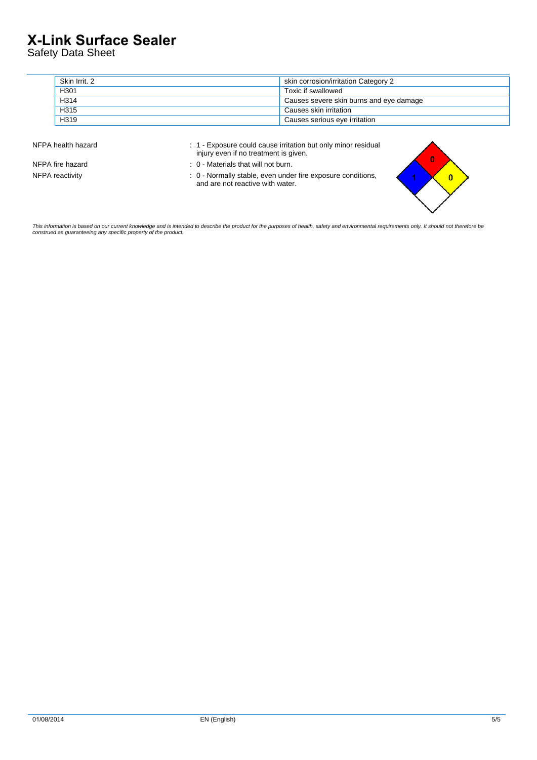| | |
|---|---|
| Skin Irrit. 2 | skin corrosion/irritation Category 2 |
| H301 | Toxic if swallowed |
| H314 | Causes severe skin burns and eye damage |
| H315 | Causes skin irritation |
| H319 | Causes serious eye irritation |

NFPA health hazard : 1 - Exposure could cause irritation but only minor residual injury even if no treatment is given.

NFPA fire hazard : 0 - Materials that will not burn.

NFPA reactivity : 0 - Normally stable, even under fire exposure conditions, and are not reactive with water.

*This information is based on our current knowledge and is intended to describe the product for the purposes of health, safety and environmental requirements only. It should not therefore be construed as guaranteeing any specific property of the product.*